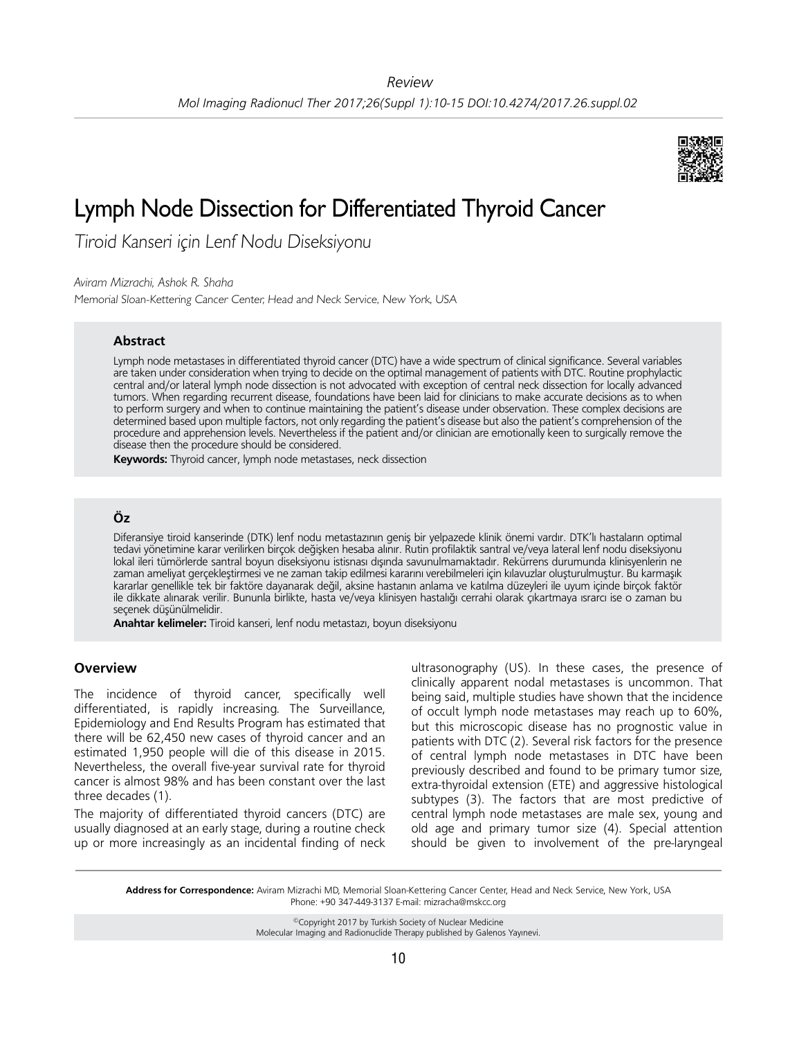Review

# Lymph Node Dissection for Differentiated Thyroid Cancer

*Tiroid Kanseri için Lenf Nodu Diseksiyonu*

*Aviram Mizrachi, Ashok R. Shaha*

*Memorial Sloan-Kettering Cancer Center, Head and Neck Service, New York, USA*

### Abstract

Lymph node metastases in differentiated thyroid cancer (DTC) have a wide spectrum of clinical significance. Several variables are taken under consideration when trying to decide on the optimal management of patients with DTC. Routine prophylactic central and/or lateral lymph node dissection is not advocated with exception of central neck dissection for locally advanced tumors. When regarding recurrent disease, foundations have been laid for clinicians to make accurate decisions as to when to perform surgery and when to continue maintaining the patient's disease under observation. These complex decisions are determined based upon multiple factors, not only regarding the patient's disease but also the patient's comprehension of the procedure and apprehension levels. Nevertheless if the patient and/or clinician are emotionally keen to surgically remove the disease then the procedure should be considered.

**Keywords:** Thyroid cancer, lymph node metastases, neck dissection

### Öz

Diferansiye tiroid kanserinde (DTK) lenf nodu metastazının geniş bir yelpazede klinik önemi vardır. DTK'lı hastaların optimal tedavi yönetimine karar verilirken birçok değişken hesaba alınır. Rutin profilaktik santral ve/veya lateral lenf nodu diseksiyonu lokal ileri tümörlerde santral boyun diseksiyonu istisnası dışında savunulmamaktadır. Rekürrens durumunda klinisyenlerin ne zaman ameliyat gerçekleştirmesi ve ne zaman takip edilmesi kararını verebilmeleri için kılavuzlar oluşturulmuştur. Bu karmaşık kararlar genellikle tek bir faktöre dayanarak değil, aksine hastanın anlama ve katılma düzeyleri ile uyum içinde birçok faktör ile dikkate alınarak verilir. Bununla birlikte, hasta ve/veya klinisyen hastalığı cerrahi olarak çıkartmaya ısrarcı ise o zaman bu seçenek düşünülmelidir.

**Anahtar kelimeler:** Tiroid kanseri, lenf nodu metastazı, boyun diseksiyonu

## Overview

The incidence of thyroid cancer, specifically well differentiated, is rapidly increasing. The Surveillance, Epidemiology and End Results Program has estimated that there will be 62,450 new cases of thyroid cancer and an estimated 1,950 people will die of this disease in 2015. Nevertheless, the overall five-year survival rate for thyroid cancer is almost 98% and has been constant over the last three decades (1).

The majority of differentiated thyroid cancers (DTC) are usually diagnosed at an early stage, during a routine check up or more increasingly as an incidental finding of neck ultrasonography (US). In these cases, the presence of clinically apparent nodal metastases is uncommon. That being said, multiple studies have shown that the incidence of occult lymph node metastases may reach up to 60%, but this microscopic disease has no prognostic value in patients with DTC (2). Several risk factors for the presence of central lymph node metastases in DTC have been previously described and found to be primary tumor size, extra-thyroidal extension (ETE) and aggressive histological subtypes (3). The factors that are most predictive of central lymph node metastases are male sex, young and old age and primary tumor size (4). Special attention should be given to involvement of the pre-laryngeal

**Address for Correspondence:** Aviram Mizrachi MD, Memorial Sloan-Kettering Cancer Center, Head and Neck Service, New York, USA Phone: +90 347-449-3137 E-mail: mizracha@mskcc.org

©Copyright 2017 by Turkish Society of Nuclear Medicine
Molecular Imaging and Radionuclide Therapy published by Galenos Yayınevi.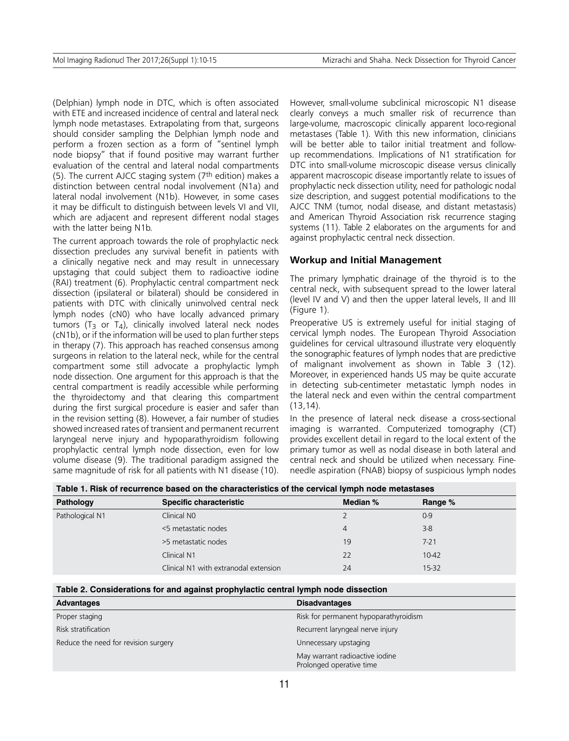(Delphian) lymph node in DTC, which is often associated with ETE and increased incidence of central and lateral neck lymph node metastases. Extrapolating from that, surgeons should consider sampling the Delphian lymph node and perform a frozen section as a form of "sentinel lymph node biopsy" that if found positive may warrant further evaluation of the central and lateral nodal compartments (5). The current AJCC staging system (7th edition) makes a distinction between central nodal involvement (N1a) and lateral nodal involvement (N1b). However, in some cases it may be difficult to distinguish between levels VI and VII, which are adjacent and represent different nodal stages with the latter being N1b.

The current approach towards the role of prophylactic neck dissection precludes any survival benefit in patients with a clinically negative neck and may result in unnecessary upstaging that could subject them to radioactive iodine (RAI) treatment (6). Prophylactic central compartment neck dissection (ipsilateral or bilateral) should be considered in patients with DTC with clinically uninvolved central neck lymph nodes (cN0) who have locally advanced primary tumors ($T_3$ or $T_4$), clinically involved lateral neck nodes (cN1b), or if the information will be used to plan further steps in therapy (7). This approach has reached consensus among surgeons in relation to the lateral neck, while for the central compartment some still advocate a prophylactic lymph node dissection. One argument for this approach is that the central compartment is readily accessible while performing the thyroidectomy and that clearing this compartment during the first surgical procedure is easier and safer than in the revision setting (8). However, a fair number of studies showed increased rates of transient and permanent recurrent laryngeal nerve injury and hypoparathyroidism following prophylactic central lymph node dissection, even for low volume disease (9). The traditional paradigm assigned the same magnitude of risk for all patients with N1 disease (10). However, small-volume subclinical microscopic N1 disease clearly conveys a much smaller risk of recurrence than large-volume, macroscopic clinically apparent loco-regional metastases (Table 1). With this new information, clinicians will be better able to tailor initial treatment and follow-up recommendations. Implications of N1 stratification for DTC into small-volume microscopic disease versus clinically apparent macroscopic disease importantly relate to issues of prophylactic neck dissection utility, need for pathologic nodal size description, and suggest potential modifications to the AJCC TNM (tumor, nodal disease, and distant metastasis) and American Thyroid Association risk recurrence staging systems (11). Table 2 elaborates on the arguments for and against prophylactic central neck dissection.

## Workup and Initial Management

The primary lymphatic drainage of the thyroid is to the central neck, with subsequent spread to the lower lateral (level IV and V) and then the upper lateral levels, II and III (Figure 1).

Preoperative US is extremely useful for initial staging of cervical lymph nodes. The European Thyroid Association guidelines for cervical ultrasound illustrate very eloquently the sonographic features of lymph nodes that are predictive of malignant involvement as shown in Table 3 (12). Moreover, in experienced hands US may be quite accurate in detecting sub-centimeter metastatic lymph nodes in the lateral neck and even within the central compartment (13,14).

In the presence of lateral neck disease a cross-sectional imaging is warranted. Computerized tomography (CT) provides excellent detail in regard to the local extent of the primary tumor as well as nodal disease in both lateral and central neck and should be utilized when necessary. Fine-needle aspiration (FNAB) biopsy of suspicious lymph nodes

**Table 1. Risk of recurrence based on the characteristics of the cervical lymph node metastases**

| Pathology | Specific characteristic | Median % | Range % |
|---|---|---|---|
| Pathological N1 | Clinical N0 | 2 | 0-9 |
| | <5 metastatic nodes | 4 | 3-8 |
| | >5 metastatic nodes | 19 | 7-21 |
| | Clinical N1 | 22 | 10-42 |
| | Clinical N1 with extranodal extension | 24 | 15-32 |

**Table 2. Considerations for and against prophylactic central lymph node dissection**

| Advantages | Disadvantages |
|---|---|
| Proper staging | Risk for permanent hypoparathyroidism |
| Risk stratification | Recurrent laryngeal nerve injury |
| Reduce the need for revision surgery | Unnecessary upstaging |
| | May warrant radioactive iodine<br>Prolonged operative time |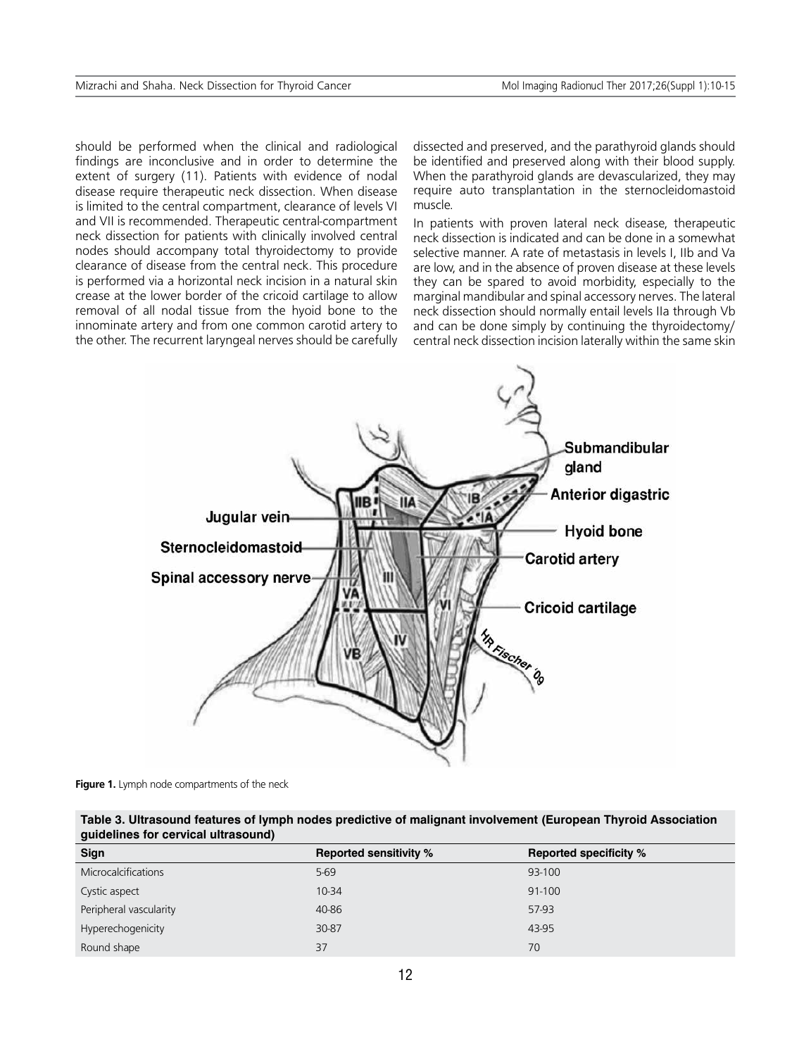should be performed when the clinical and radiological findings are inconclusive and in order to determine the extent of surgery (11). Patients with evidence of nodal disease require therapeutic neck dissection. When disease is limited to the central compartment, clearance of levels VI and VII is recommended. Therapeutic central-compartment neck dissection for patients with clinically involved central nodes should accompany total thyroidectomy to provide clearance of disease from the central neck. This procedure is performed via a horizontal neck incision in a natural skin crease at the lower border of the cricoid cartilage to allow removal of all nodal tissue from the hyoid bone to the innominate artery and from one common carotid artery to the other. The recurrent laryngeal nerves should be carefully dissected and preserved, and the parathyroid glands should be identified and preserved along with their blood supply. When the parathyroid glands are devascularized, they may require auto transplantation in the sternocleidomastoid muscle.

In patients with proven lateral neck disease, therapeutic neck dissection is indicated and can be done in a somewhat selective manner. A rate of metastasis in levels I, IIb and Va are low, and in the absence of proven disease at these levels they can be spared to avoid morbidity, especially to the marginal mandibular and spinal accessory nerves. The lateral neck dissection should normally entail levels IIa through Vb and can be done simply by continuing the thyroidectomy/central neck dissection incision laterally within the same skin

**Figure 1.** Lymph node compartments of the neck

**Table 3. Ultrasound features of lymph nodes predictive of malignant involvement (European Thyroid Association guidelines for cervical ultrasound)**

| Sign | Reported sensitivity % | Reported specificity % |
|---|---|---|
| Microcalcifications | 5-69 | 93-100 |
| Cystic aspect | 10-34 | 91-100 |
| Peripheral vascularity | 40-86 | 57-93 |
| Hyperechogenicity | 30-87 | 43-95 |
| Round shape | 37 | 70 |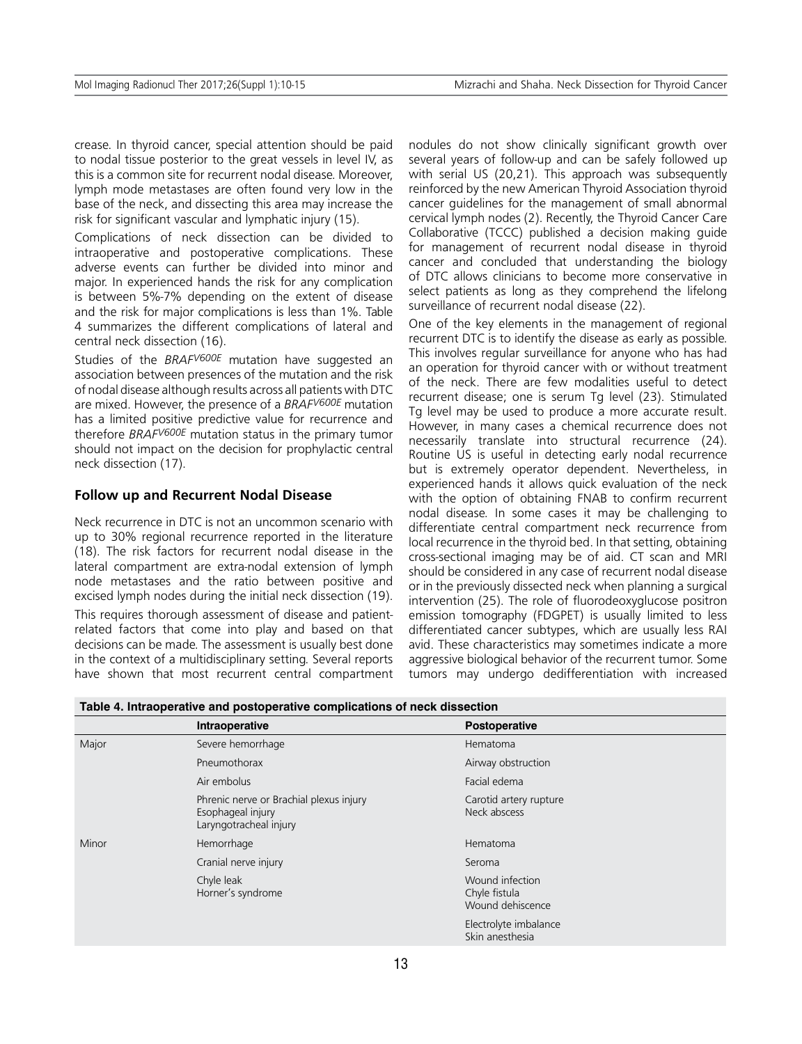crease. In thyroid cancer, special attention should be paid to nodal tissue posterior to the great vessels in level IV, as this is a common site for recurrent nodal disease. Moreover, lymph mode metastases are often found very low in the base of the neck, and dissecting this area may increase the risk for significant vascular and lymphatic injury (15).

Complications of neck dissection can be divided to intraoperative and postoperative complications. These adverse events can further be divided into minor and major. In experienced hands the risk for any complication is between 5%-7% depending on the extent of disease and the risk for major complications is less than 1%. Table 4 summarizes the different complications of lateral and central neck dissection (16).

Studies of the *BRAF$^{V600E}$* mutation have suggested an association between presences of the mutation and the risk of nodal disease although results across all patients with DTC are mixed. However, the presence of a *BRAF$^{V600E}$* mutation has a limited positive predictive value for recurrence and therefore *BRAF$^{V600E}$* mutation status in the primary tumor should not impact on the decision for prophylactic central neck dissection (17).

## Follow up and Recurrent Nodal Disease

Neck recurrence in DTC is not an uncommon scenario with up to 30% regional recurrence reported in the literature (18). The risk factors for recurrent nodal disease in the lateral compartment are extra-nodal extension of lymph node metastases and the ratio between positive and excised lymph nodes during the initial neck dissection (19).

This requires thorough assessment of disease and patient-related factors that come into play and based on that decisions can be made. The assessment is usually best done in the context of a multidisciplinary setting. Several reports have shown that most recurrent central compartment nodules do not show clinically significant growth over several years of follow-up and can be safely followed up with serial US (20,21). This approach was subsequently reinforced by the new American Thyroid Association thyroid cancer guidelines for the management of small abnormal cervical lymph nodes (2). Recently, the Thyroid Cancer Care Collaborative (TCCC) published a decision making guide for management of recurrent nodal disease in thyroid cancer and concluded that understanding the biology of DTC allows clinicians to become more conservative in select patients as long as they comprehend the lifelong surveillance of recurrent nodal disease (22).

One of the key elements in the management of regional recurrent DTC is to identify the disease as early as possible. This involves regular surveillance for anyone who has had an operation for thyroid cancer with or without treatment of the neck. There are few modalities useful to detect recurrent disease; one is serum Tg level (23). Stimulated Tg level may be used to produce a more accurate result. However, in many cases a chemical recurrence does not necessarily translate into structural recurrence (24). Routine US is useful in detecting early nodal recurrence but is extremely operator dependent. Nevertheless, in experienced hands it allows quick evaluation of the neck with the option of obtaining FNAB to confirm recurrent nodal disease. In some cases it may be challenging to differentiate central compartment neck recurrence from local recurrence in the thyroid bed. In that setting, obtaining cross-sectional imaging may be of aid. CT scan and MRI should be considered in any case of recurrent nodal disease or in the previously dissected neck when planning a surgical intervention (25). The role of fluorodeoxyglucose positron emission tomography (FDGPET) is usually limited to less differentiated cancer subtypes, which are usually less RAI avid. These characteristics may sometimes indicate a more aggressive biological behavior of the recurrent tumor. Some tumors may undergo dedifferentiation with increased

**Table 4. Intraoperative and postoperative complications of neck dissection**

| | Intraoperative | Postoperative |
|---|---|---|
| Major | Severe hemorrhage | Hematoma |
| | Pneumothorax | Airway obstruction |
| | Air embolus | Facial edema |
| | Phrenic nerve or Brachial plexus injury<br>Esophageal injury<br>Laryngotracheal injury | Carotid artery rupture<br>Neck abscess |
| Minor | Hemorrhage | Hematoma |
| | Cranial nerve injury | Seroma |
| | Chyle leak<br>Horner's syndrome | Wound infection<br>Chyle fistula<br>Wound dehiscence |
| | | Electrolyte imbalance<br>Skin anesthesia |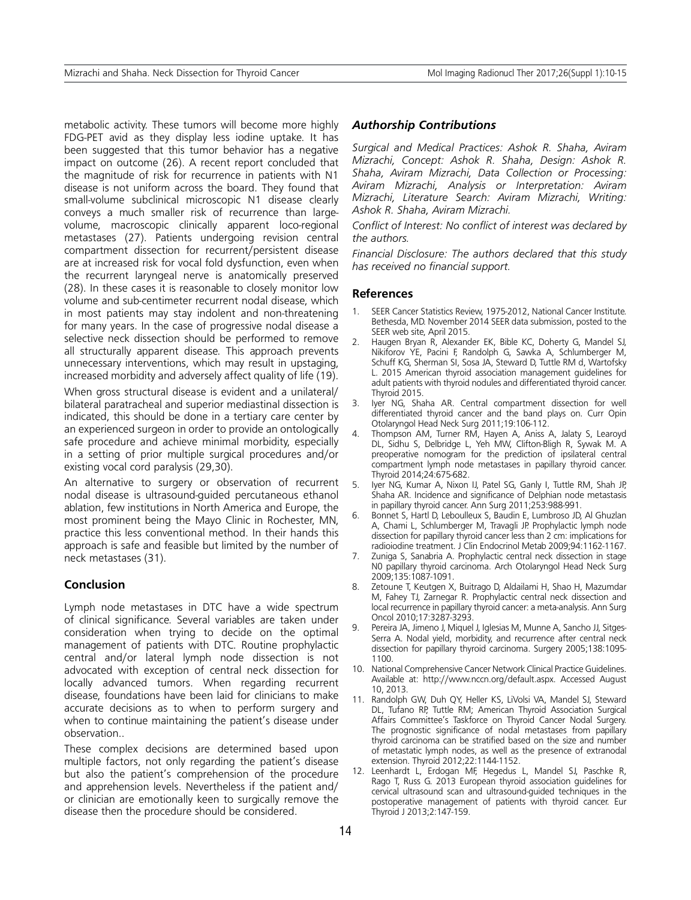metabolic activity. These tumors will become more highly FDG-PET avid as they display less iodine uptake. It has been suggested that this tumor behavior has a negative impact on outcome (26). A recent report concluded that the magnitude of risk for recurrence in patients with N1 disease is not uniform across the board. They found that small-volume subclinical microscopic N1 disease clearly conveys a much smaller risk of recurrence than large-volume, macroscopic clinically apparent loco-regional metastases (27). Patients undergoing revision central compartment dissection for recurrent/persistent disease are at increased risk for vocal fold dysfunction, even when the recurrent laryngeal nerve is anatomically preserved (28). In these cases it is reasonable to closely monitor low volume and sub-centimeter recurrent nodal disease, which in most patients may stay indolent and non-threatening for many years. In the case of progressive nodal disease a selective neck dissection should be performed to remove all structurally apparent disease. This approach prevents unnecessary interventions, which may result in upstaging, increased morbidity and adversely affect quality of life (19).

When gross structural disease is evident and a unilateral/bilateral paratracheal and superior mediastinal dissection is indicated, this should be done in a tertiary care center by an experienced surgeon in order to provide an ontologically safe procedure and achieve minimal morbidity, especially in a setting of prior multiple surgical procedures and/or existing vocal cord paralysis (29,30).

An alternative to surgery or observation of recurrent nodal disease is ultrasound-guided percutaneous ethanol ablation, few institutions in North America and Europe, the most prominent being the Mayo Clinic in Rochester, MN, practice this less conventional method. In their hands this approach is safe and feasible but limited by the number of neck metastases (31).

## Conclusion

Lymph node metastases in DTC have a wide spectrum of clinical significance. Several variables are taken under consideration when trying to decide on the optimal management of patients with DTC. Routine prophylactic central and/or lateral lymph node dissection is not advocated with exception of central neck dissection for locally advanced tumors. When regarding recurrent disease, foundations have been laid for clinicians to make accurate decisions as to when to perform surgery and when to continue maintaining the patient's disease under observation..

These complex decisions are determined based upon multiple factors, not only regarding the patient's disease but also the patient's comprehension of the procedure and apprehension levels. Nevertheless if the patient and/or clinician are emotionally keen to surgically remove the disease then the procedure should be considered.

### *Authorship Contributions*

*Surgical and Medical Practices: Ashok R. Shaha, Aviram Mizrachi, Concept: Ashok R. Shaha, Design: Ashok R. Shaha, Aviram Mizrachi, Data Collection or Processing: Aviram Mizrachi, Analysis or Interpretation: Aviram Mizrachi, Literature Search: Aviram Mizrachi, Writing: Ashok R. Shaha, Aviram Mizrachi.*

*Conflict of Interest: No conflict of interest was declared by the authors.*

*Financial Disclosure: The authors declared that this study has received no financial support.*

## References

1. SEER Cancer Statistics Review, 1975-2012, National Cancer Institute. Bethesda, MD. November 2014 SEER data submission, posted to the SEER web site, April 2015.
2. Haugen Bryan R, Alexander EK, Bible KC, Doherty G, Mandel SJ, Nikiforov YE, Pacini F, Randolph G, Sawka A, Schlumberger M, Schuff KG, Sherman SI, Sosa JA, Steward D, Tuttle RM d, Wartofsky L. 2015 American thyroid association management guidelines for adult patients with thyroid nodules and differentiated thyroid cancer. Thyroid 2015.
3. Iyer NG, Shaha AR. Central compartment dissection for well differentiated thyroid cancer and the band plays on. Curr Opin Otolaryngol Head Neck Surg 2011;19:106-112.
4. Thompson AM, Turner RM, Hayen A, Aniss A, Jalaty S, Learoyd DL, Sidhu S, Delbridge L, Yeh MW, Clifton-Bligh R, Sywak M. A preoperative nomogram for the prediction of ipsilateral central compartment lymph node metastases in papillary thyroid cancer. Thyroid 2014;24:675-682.
5. Iyer NG, Kumar A, Nixon IJ, Patel SG, Ganly I, Tuttle RM, Shah JP, Shaha AR. Incidence and significance of Delphian node metastasis in papillary thyroid cancer. Ann Surg 2011;253:988-991.
6. Bonnet S, Hartl D, Leboulleux S, Baudin E, Lumbroso JD, Al Ghuzlan A, Chami L, Schlumberger M, Travagli JP. Prophylactic lymph node dissection for papillary thyroid cancer less than 2 cm: implications for radioiodine treatment. J Clin Endocrinol Metab 2009;94:1162-1167.
7. Zuniga S, Sanabria A. Prophylactic central neck dissection in stage N0 papillary thyroid carcinoma. Arch Otolaryngol Head Neck Surg 2009;135:1087-1091.
8. Zetoune T, Keutgen X, Buitrago D, Aldailami H, Shao H, Mazumdar M, Fahey TJ, Zarnegar R. Prophylactic central neck dissection and local recurrence in papillary thyroid cancer: a meta-analysis. Ann Surg Oncol 2010;17:3287-3293.
9. Pereira JA, Jimeno J, Miquel J, Iglesias M, Munne A, Sancho JJ, Sitges-Serra A. Nodal yield, morbidity, and recurrence after central neck dissection for papillary thyroid carcinoma. Surgery 2005;138:1095-1100.
10. National Comprehensive Cancer Network Clinical Practice Guidelines. Available at: http://www.nccn.org/default.aspx. Accessed August 10, 2013.
11. Randolph GW, Duh QY, Heller KS, LiVolsi VA, Mandel SJ, Steward DL, Tufano RP, Tuttle RM; American Thyroid Association Surgical Affairs Committee's Taskforce on Thyroid Cancer Nodal Surgery. The prognostic significance of nodal metastases from papillary thyroid carcinoma can be stratified based on the size and number of metastatic lymph nodes, as well as the presence of extranodal extension. Thyroid 2012;22:1144-1152.
12. Leenhardt L, Erdogan MF, Hegedus L, Mandel SJ, Paschke R, Rago T, Russ G. 2013 European thyroid association guidelines for cervical ultrasound scan and ultrasound-guided techniques in the postoperative management of patients with thyroid cancer. Eur Thyroid J 2013;2:147-159.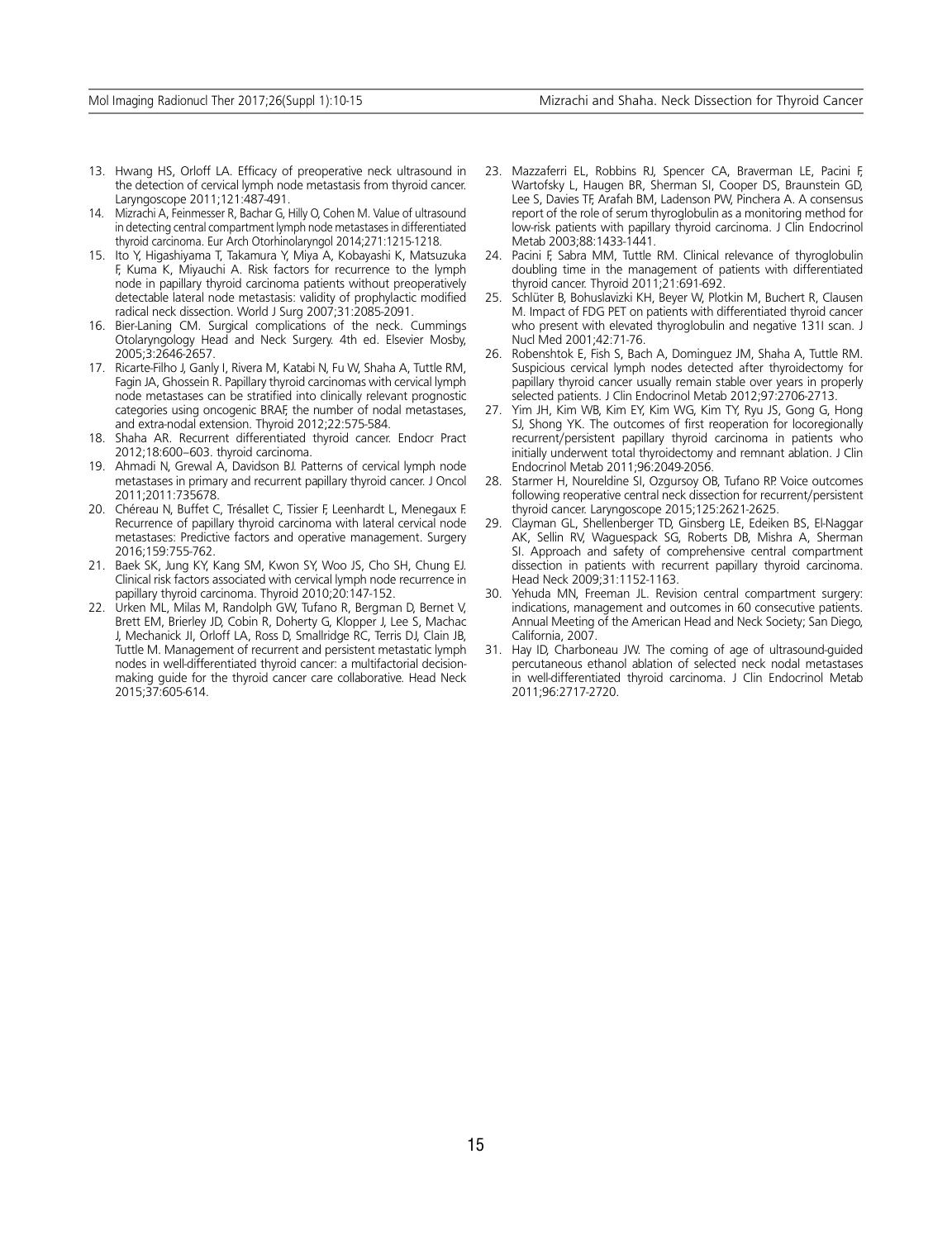13. Hwang HS, Orloff LA. Efficacy of preoperative neck ultrasound in the detection of cervical lymph node metastasis from thyroid cancer. Laryngoscope 2011;121:487-491.
14. Mizrachi A, Feinmesser R, Bachar G, Hilly O, Cohen M. Value of ultrasound in detecting central compartment lymph node metastases in differentiated thyroid carcinoma. Eur Arch Otorhinolaryngol 2014;271:1215-1218.
15. Ito Y, Higashiyama T, Takamura Y, Miya A, Kobayashi K, Matsuzuka F, Kuma K, Miyauchi A. Risk factors for recurrence to the lymph node in papillary thyroid carcinoma patients without preoperatively detectable lateral node metastasis: validity of prophylactic modified radical neck dissection. World J Surg 2007;31:2085-2091.
16. Bier-Laning CM. Surgical complications of the neck. Cummings Otolaryngology Head and Neck Surgery. 4th ed. Elsevier Mosby, 2005;3:2646-2657.
17. Ricarte-Filho J, Ganly I, Rivera M, Katabi N, Fu W, Shaha A, Tuttle RM, Fagin JA, Ghossein R. Papillary thyroid carcinomas with cervical lymph node metastases can be stratified into clinically relevant prognostic categories using oncogenic BRAF, the number of nodal metastases, and extra-nodal extension. Thyroid 2012;22:575-584.
18. Shaha AR. Recurrent differentiated thyroid cancer. Endocr Pract 2012;18:600–603. thyroid carcinoma.
19. Ahmadi N, Grewal A, Davidson BJ. Patterns of cervical lymph node metastases in primary and recurrent papillary thyroid cancer. J Oncol 2011;2011:735678.
20. Chéreau N, Buffet C, Trésallet C, Tissier F, Leenhardt L, Menegaux F. Recurrence of papillary thyroid carcinoma with lateral cervical node metastases: Predictive factors and operative management. Surgery 2016;159:755-762.
21. Baek SK, Jung KY, Kang SM, Kwon SY, Woo JS, Cho SH, Chung EJ. Clinical risk factors associated with cervical lymph node recurrence in papillary thyroid carcinoma. Thyroid 2010;20:147-152.
22. Urken ML, Milas M, Randolph GW, Tufano R, Bergman D, Bernet V, Brett EM, Brierley JD, Cobin R, Doherty G, Klopper J, Lee S, Machac J, Mechanick JI, Orloff LA, Ross D, Smallridge RC, Terris DJ, Clain JB, Tuttle M. Management of recurrent and persistent metastatic lymph nodes in well-differentiated thyroid cancer: a multifactorial decision-making guide for the thyroid cancer care collaborative. Head Neck 2015;37:605-614.
23. Mazzaferri EL, Robbins RJ, Spencer CA, Braverman LE, Pacini F, Wartofsky L, Haugen BR, Sherman SI, Cooper DS, Braunstein GD, Lee S, Davies TF, Arafah BM, Ladenson PW, Pinchera A. A consensus report of the role of serum thyroglobulin as a monitoring method for low-risk patients with papillary thyroid carcinoma. J Clin Endocrinol Metab 2003;88:1433-1441.
24. Pacini F, Sabra MM, Tuttle RM. Clinical relevance of thyroglobulin doubling time in the management of patients with differentiated thyroid cancer. Thyroid 2011;21:691-692.
25. Schlüter B, Bohuslavizki KH, Beyer W, Plotkin M, Buchert R, Clausen M. Impact of FDG PET on patients with differentiated thyroid cancer who present with elevated thyroglobulin and negative 131I scan. J Nucl Med 2001;42:71-76.
26. Robenshtok E, Fish S, Bach A, Dominguez JM, Shaha A, Tuttle RM. Suspicious cervical lymph nodes detected after thyroidectomy for papillary thyroid cancer usually remain stable over years in properly selected patients. J Clin Endocrinol Metab 2012;97:2706-2713.
27. Yim JH, Kim WB, Kim EY, Kim WG, Kim TY, Ryu JS, Gong G, Hong SJ, Shong YK. The outcomes of first reoperation for locoregionally recurrent/persistent papillary thyroid carcinoma in patients who initially underwent total thyroidectomy and remnant ablation. J Clin Endocrinol Metab 2011;96:2049-2056.
28. Starmer H, Noureldine SI, Ozgursoy OB, Tufano RP. Voice outcomes following reoperative central neck dissection for recurrent/persistent thyroid cancer. Laryngoscope 2015;125:2621-2625.
29. Clayman GL, Shellenberger TD, Ginsberg LE, Edeiken BS, El-Naggar AK, Sellin RV, Waguespack SG, Roberts DB, Mishra A, Sherman SI. Approach and safety of comprehensive central compartment dissection in patients with recurrent papillary thyroid carcinoma. Head Neck 2009;31:1152-1163.
30. Yehuda MN, Freeman JL. Revision central compartment surgery: indications, management and outcomes in 60 consecutive patients. Annual Meeting of the American Head and Neck Society; San Diego, California, 2007.
31. Hay ID, Charboneau JW. The coming of age of ultrasound-guided percutaneous ethanol ablation of selected neck nodal metastases in well-differentiated thyroid carcinoma. J Clin Endocrinol Metab 2011;96:2717-2720.